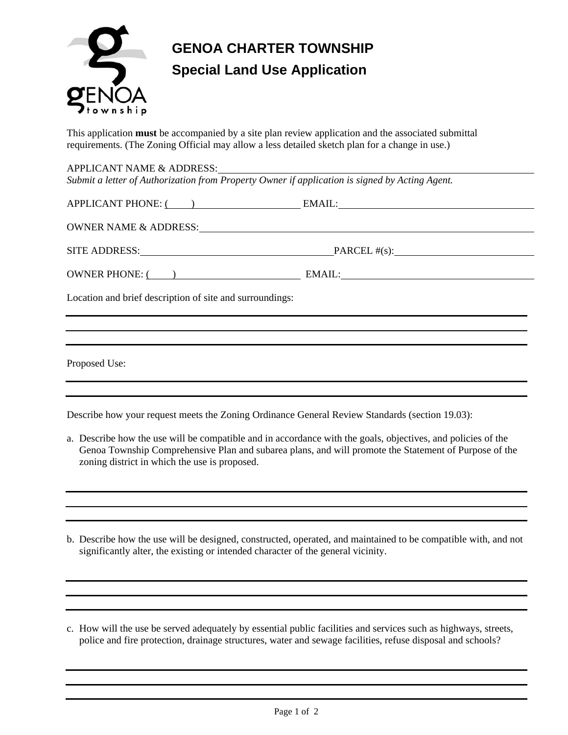# GENOA CHARTER TOWNSHIP

## Special Land Use Application

This application **must** be accompanied by a site plan review application and the associated submittal requirements. (The Zoning Official may allow a less detailed sketch plan for a change in use.)

APPLICANT NAME & ADDRESS: ______________________________________________

*Submit a letter of Authorization from Property Owner if application is signed by Acting Agent.*

APPLICANT PHONE: ( ) ____________________ EMAIL: ______________________________

OWNER NAME & ADDRESS: ______________________________________________

SITE ADDRESS: ______________________________ PARCEL #(s): ______________________

OWNER PHONE: ( ) ____________________ EMAIL: ______________________________

Location and brief description of site and surroundings:

______________________________________________________________________

______________________________________________________________________

______________________________________________________________________

Proposed Use:

______________________________________________________________________

______________________________________________________________________

Describe how your request meets the Zoning Ordinance General Review Standards (section 19.03):

a. Describe how the use will be compatible and in accordance with the goals, objectives, and policies of the Genoa Township Comprehensive Plan and subarea plans, and will promote the Statement of Purpose of the zoning district in which the use is proposed.

______________________________________________________________________

______________________________________________________________________

______________________________________________________________________

b. Describe how the use will be designed, constructed, operated, and maintained to be compatible with, and not significantly alter, the existing or intended character of the general vicinity.

______________________________________________________________________

______________________________________________________________________

______________________________________________________________________

c. How will the use be served adequately by essential public facilities and services such as highways, streets, police and fire protection, drainage structures, water and sewage facilities, refuse disposal and schools?

______________________________________________________________________

______________________________________________________________________

______________________________________________________________________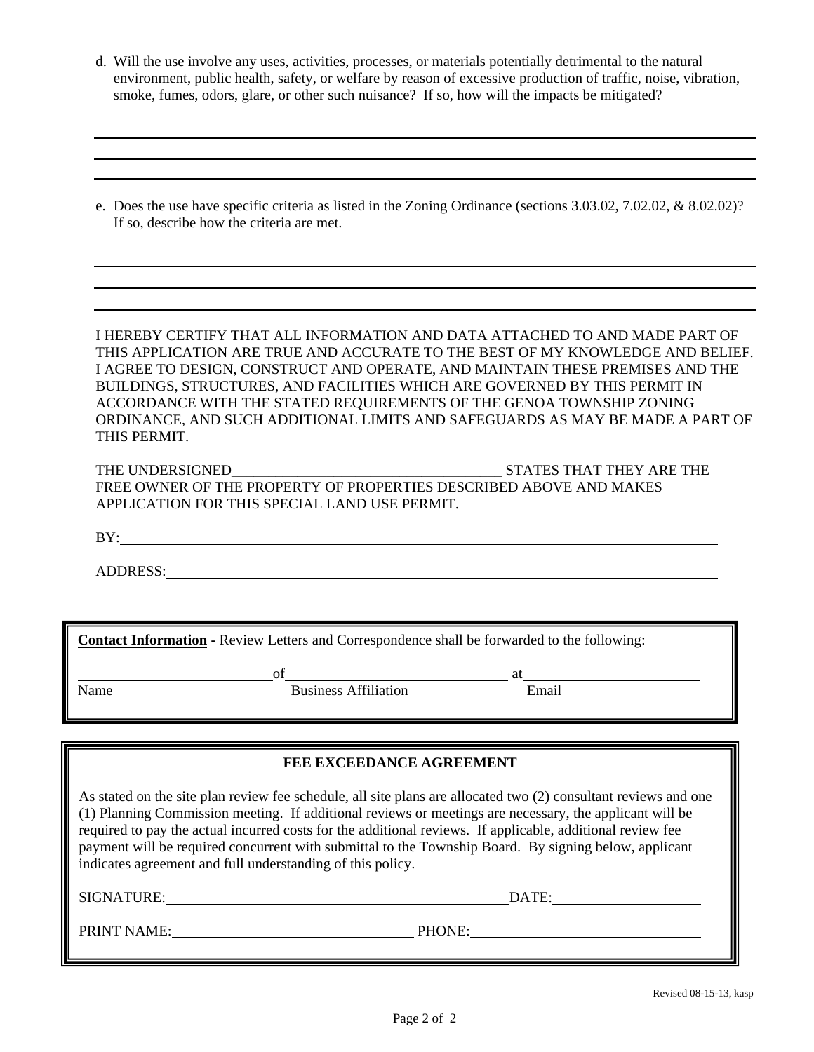d. Will the use involve any uses, activities, processes, or materials potentially detrimental to the natural environment, public health, safety, or welfare by reason of excessive production of traffic, noise, vibration, smoke, fumes, odors, glare, or other such nuisance? If so, how will the impacts be mitigated?

______________________________________________________________________________

______________________________________________________________________________

______________________________________________________________________________

e. Does the use have specific criteria as listed in the Zoning Ordinance (sections 3.03.02, 7.02.02, & 8.02.02)? If so, describe how the criteria are met.

______________________________________________________________________________

______________________________________________________________________________

______________________________________________________________________________

I HEREBY CERTIFY THAT ALL INFORMATION AND DATA ATTACHED TO AND MADE PART OF THIS APPLICATION ARE TRUE AND ACCURATE TO THE BEST OF MY KNOWLEDGE AND BELIEF. I AGREE TO DESIGN, CONSTRUCT AND OPERATE, AND MAINTAIN THESE PREMISES AND THE BUILDINGS, STRUCTURES, AND FACILITIES WHICH ARE GOVERNED BY THIS PERMIT IN ACCORDANCE WITH THE STATED REQUIREMENTS OF THE GENOA TOWNSHIP ZONING ORDINANCE, AND SUCH ADDITIONAL LIMITS AND SAFEGUARDS AS MAY BE MADE A PART OF THIS PERMIT.

THE UNDERSIGNED_____________________________________ STATES THAT THEY ARE THE FREE OWNER OF THE PROPERTY OF PROPERTIES DESCRIBED ABOVE AND MAKES APPLICATION FOR THIS SPECIAL LAND USE PERMIT.

BY:_____________________________________________________________________

ADDRESS:________________________________________________________________

**Contact Information -** Review Letters and Correspondence shall be forwarded to the following:

__________________________ of ______________________________ at ________________________
Name                                        Business Affiliation                                        Email

**FEE EXCEEDANCE AGREEMENT**

As stated on the site plan review fee schedule, all site plans are allocated two (2) consultant reviews and one (1) Planning Commission meeting. If additional reviews or meetings are necessary, the applicant will be required to pay the actual incurred costs for the additional reviews. If applicable, additional review fee payment will be required concurrent with submittal to the Township Board. By signing below, applicant indicates agreement and full understanding of this policy.

SIGNATURE:_______________________________________________ DATE:____________________

PRINT NAME:_________________________________ PHONE:________________________________

Revised 08-15-13, kasp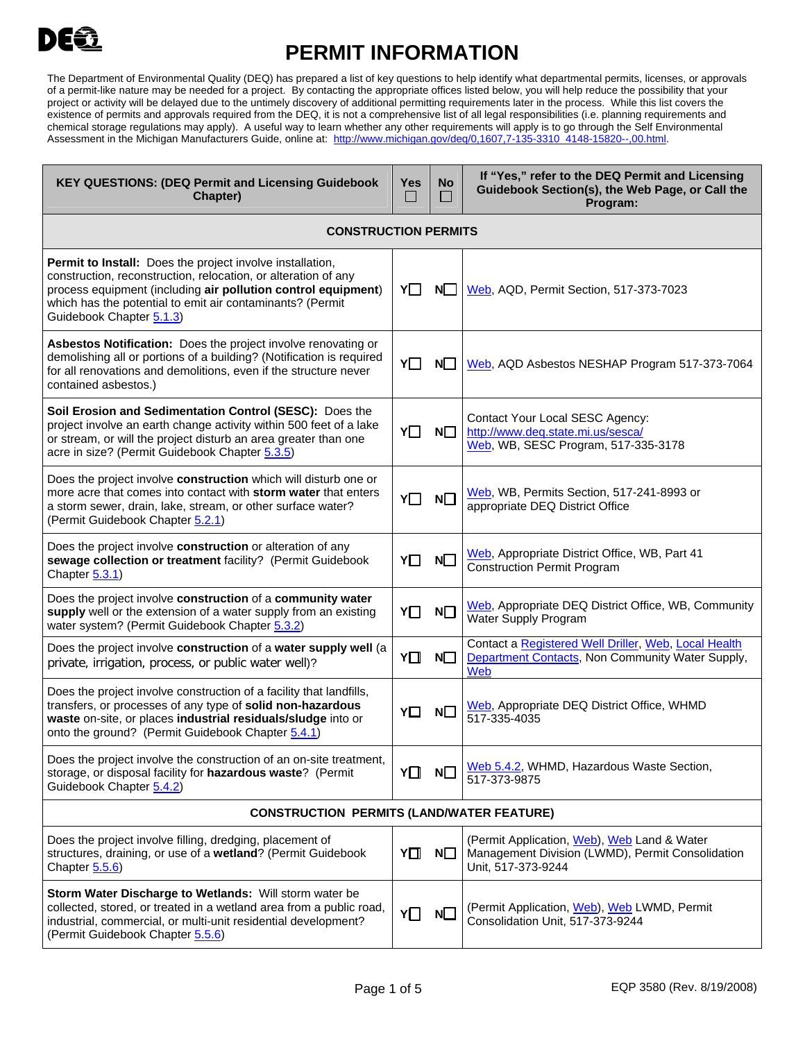DEQ

# PERMIT INFORMATION

The Department of Environmental Quality (DEQ) has prepared a list of key questions to help identify what departmental permits, licenses, or approvals of a permit-like nature may be needed for a project. By contacting the appropriate offices listed below, you will help reduce the possibility that your project or activity will be delayed due to the untimely discovery of additional permitting requirements later in the process. While this list covers the existence of permits and approvals required from the DEQ, it is not a comprehensive list of all legal responsibilities (i.e. planning requirements and chemical storage regulations may apply). A useful way to learn whether any other requirements will apply is to go through the Self Environmental Assessment in the Michigan Manufacturers Guide, online at: http://www.michigan.gov/deq/0,1607,7-135-3310_4148-15820--,00.html.

| KEY QUESTIONS: (DEQ Permit and Licensing Guidebook Chapter) | Yes ☐ | No ☐ | If "Yes," refer to the DEQ Permit and Licensing Guidebook Section(s), the Web Page, or Call the Program: |
|---|---|---|---|
| **CONSTRUCTION PERMITS** | | | |
| **Permit to Install:** Does the project involve installation, construction, reconstruction, relocation, or alteration of any process equipment (including **air pollution control equipment**) which has the potential to emit air contaminants? (Permit Guidebook Chapter 5.1.3) | Y☐ | N☐ | Web, AQD, Permit Section, 517-373-7023 |
| **Asbestos Notification:** Does the project involve renovating or demolishing all or portions of a building? (Notification is required for all renovations and demolitions, even if the structure never contained asbestos.) | Y☐ | N☐ | Web, AQD Asbestos NESHAP Program 517-373-7064 |
| **Soil Erosion and Sedimentation Control (SESC):** Does the project involve an earth change activity within 500 feet of a lake or stream, or will the project disturb an area greater than one acre in size? (Permit Guidebook Chapter 5.3.5) | Y☐ | N☐ | Contact Your Local SESC Agency: http://www.deq.state.mi.us/sesca/ Web, WB, SESC Program, 517-335-3178 |
| Does the project involve **construction** which will disturb one or more acre that comes into contact with **storm water** that enters a storm sewer, drain, lake, stream, or other surface water? (Permit Guidebook Chapter 5.2.1) | Y☐ | N☐ | Web, WB, Permits Section, 517-241-8993 or appropriate DEQ District Office |
| Does the project involve **construction** or alteration of any **sewage collection or treatment** facility? (Permit Guidebook Chapter 5.3.1) | Y☐ | N☐ | Web, Appropriate District Office, WB, Part 41 Construction Permit Program |
| Does the project involve **construction** of a **community water supply** well or the extension of a water supply from an existing water system? (Permit Guidebook Chapter 5.3.2) | Y☐ | N☐ | Web, Appropriate DEQ District Office, WB, Community Water Supply Program |
| Does the project involve **construction** of a **water supply well** (a private, irrigation, process, or public water well)? | Y☐ | N☐ | Contact a Registered Well Driller, Web, Local Health Department Contacts, Non Community Water Supply, Web |
| Does the project involve construction of a facility that landfills, transfers, or processes of any type of **solid non-hazardous waste** on-site, or places **industrial residuals/sludge** into or onto the ground? (Permit Guidebook Chapter 5.4.1) | Y☐ | N☐ | Web, Appropriate DEQ District Office, WHMD 517-335-4035 |
| Does the project involve the construction of an on-site treatment, storage, or disposal facility for **hazardous waste**? (Permit Guidebook Chapter 5.4.2) | Y☐ | N☐ | Web 5.4.2, WHMD, Hazardous Waste Section, 517-373-9875 |
| **CONSTRUCTION PERMITS (LAND/WATER FEATURE)** | | | |
| Does the project involve filling, dredging, placement of structures, draining, or use of a **wetland**? (Permit Guidebook Chapter 5.5.6) | Y☐ | N☐ | (Permit Application, Web), Web Land & Water Management Division (LWMD), Permit Consolidation Unit, 517-373-9244 |
| **Storm Water Discharge to Wetlands:** Will storm water be collected, stored, or treated in a wetland area from a public road, industrial, commercial, or multi-unit residential development? (Permit Guidebook Chapter 5.5.6) | Y☐ | N☐ | (Permit Application, Web), Web LWMD, Permit Consolidation Unit, 517-373-9244 |

EQP 3580 (Rev. 8/19/2008)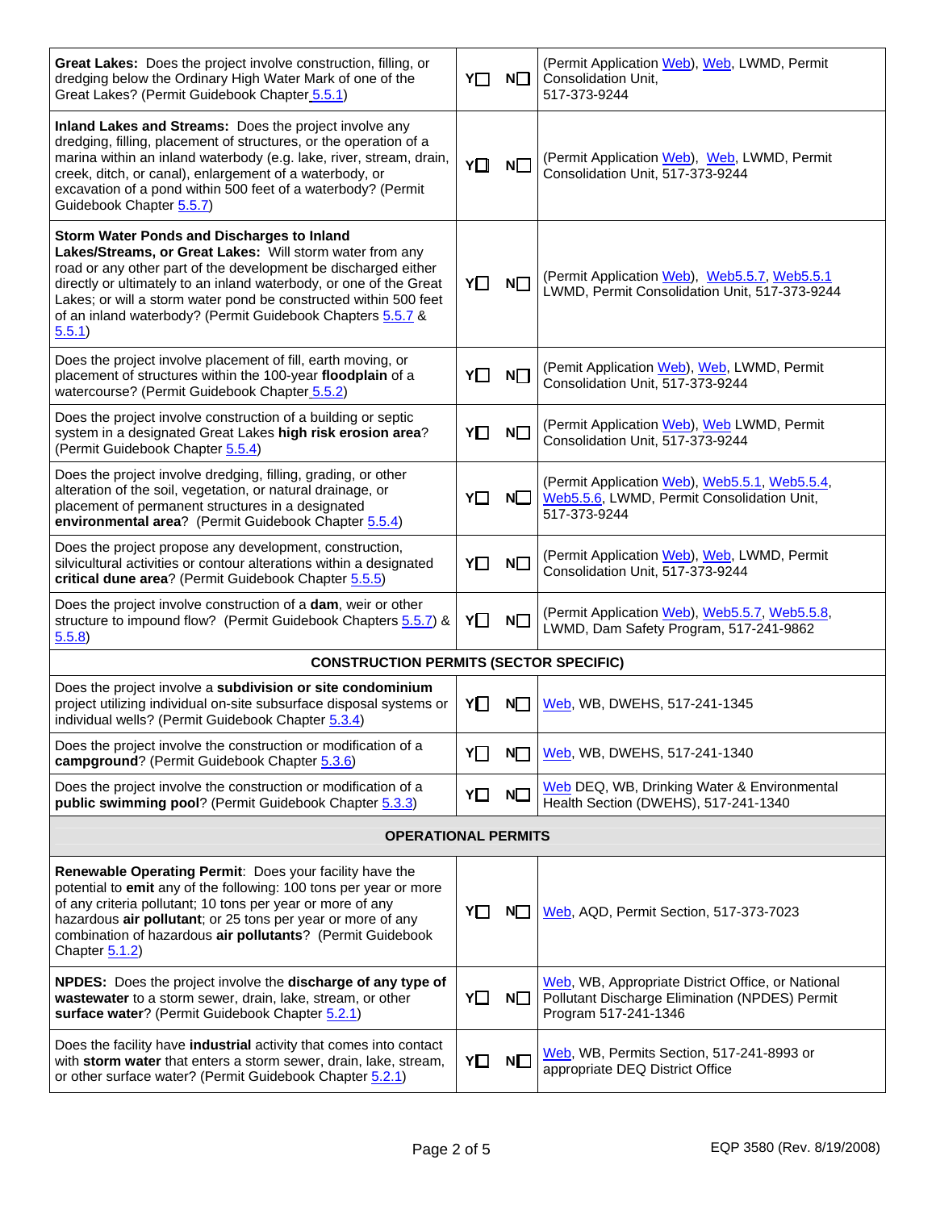| | | |
|---|---|---|
| **Great Lakes:** Does the project involve construction, filling, or dredging below the Ordinary High Water Mark of one of the Great Lakes? (Permit Guidebook Chapter 5.5.1) | Y☐ N☐ | (Permit Application Web), Web, LWMD, Permit Consolidation Unit, 517-373-9244 |
| **Inland Lakes and Streams:** Does the project involve any dredging, filling, placement of structures, or the operation of a marina within an inland waterbody (e.g. lake, river, stream, drain, creek, ditch, or canal), enlargement of a waterbody, or excavation of a pond within 500 feet of a waterbody? (Permit Guidebook Chapter 5.5.7) | Y☐ N☐ | (Permit Application Web), Web, LWMD, Permit Consolidation Unit, 517-373-9244 |
| **Storm Water Ponds and Discharges to Inland Lakes/Streams, or Great Lakes:** Will storm water from any road or any other part of the development be discharged either directly or ultimately to an inland waterbody, or one of the Great Lakes; or will a storm water pond be constructed within 500 feet of an inland waterbody? (Permit Guidebook Chapters 5.5.7 & 5.5.1) | Y☐ N☐ | (Permit Application Web), Web5.5.7, Web5.5.1 LWMD, Permit Consolidation Unit, 517-373-9244 |
| Does the project involve placement of fill, earth moving, or placement of structures within the 100-year **floodplain** of a watercourse? (Permit Guidebook Chapter 5.5.2) | Y☐ N☐ | (Pemit Application Web), Web, LWMD, Permit Consolidation Unit, 517-373-9244 |
| Does the project involve construction of a building or septic system in a designated Great Lakes **high risk erosion area**? (Permit Guidebook Chapter 5.5.4) | Y☐ N☐ | (Permit Application Web), Web LWMD, Permit Consolidation Unit, 517-373-9244 |
| Does the project involve dredging, filling, grading, or other alteration of the soil, vegetation, or natural drainage, or placement of permanent structures in a designated **environmental area**? (Permit Guidebook Chapter 5.5.4) | Y☐ N☐ | (Permit Application Web), Web5.5.1, Web5.5.4, Web5.5.6, LWMD, Permit Consolidation Unit, 517-373-9244 |
| Does the project propose any development, construction, silvicultural activities or contour alterations within a designated **critical dune area**? (Permit Guidebook Chapter 5.5.5) | Y☐ N☐ | (Permit Application Web), Web, LWMD, Permit Consolidation Unit, 517-373-9244 |
| Does the project involve construction of a **dam**, weir or other structure to impound flow? (Permit Guidebook Chapters 5.5.7) & 5.5.8) | Y☐ N☐ | (Permit Application Web), Web5.5.7, Web5.5.8, LWMD, Dam Safety Program, 517-241-9862 |
| **CONSTRUCTION PERMITS (SECTOR SPECIFIC)** | | |
| Does the project involve a **subdivision or site condominium** project utilizing individual on-site subsurface disposal systems or individual wells? (Permit Guidebook Chapter 5.3.4) | Y☐ N☐ | Web, WB, DWEHS, 517-241-1345 |
| Does the project involve the construction or modification of a **campground**? (Permit Guidebook Chapter 5.3.6) | Y☐ N☐ | Web, WB, DWEHS, 517-241-1340 |
| Does the project involve the construction or modification of a **public swimming pool**? (Permit Guidebook Chapter 5.3.3) | Y☐ N☐ | Web DEQ, WB, Drinking Water & Environmental Health Section (DWEHS), 517-241-1340 |
| **OPERATIONAL PERMITS** | | |
| **Renewable Operating Permit:** Does your facility have the potential to **emit** any of the following: 100 tons per year or more of any criteria pollutant; 10 tons per year or more of any hazardous **air pollutant**; or 25 tons per year or more of any combination of hazardous **air pollutants**? (Permit Guidebook Chapter 5.1.2) | Y☐ N☐ | Web, AQD, Permit Section, 517-373-7023 |
| **NPDES:** Does the project involve the **discharge of any type of wastewater** to a storm sewer, drain, lake, stream, or other **surface water**? (Permit Guidebook Chapter 5.2.1) | Y☐ N☐ | Web, WB, Appropriate District Office, or National Pollutant Discharge Elimination (NPDES) Permit Program 517-241-1346 |
| Does the facility have **industrial** activity that comes into contact with **storm water** that enters a storm sewer, drain, lake, stream, or other surface water? (Permit Guidebook Chapter 5.2.1) | Y☐ N☐ | Web, WB, Permits Section, 517-241-8993 or appropriate DEQ District Office |

EQP 3580 (Rev. 8/19/2008)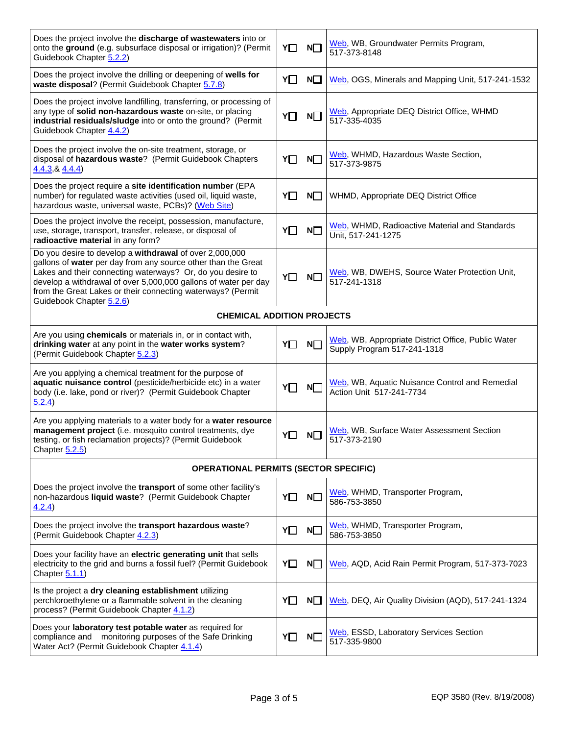| | | |
|---|---|---|
| Does the project involve the **discharge of wastewaters** into or onto the **ground** (e.g. subsurface disposal or irrigation)? (Permit Guidebook Chapter 5.2.2) | Y☐ N☐ | Web, WB, Groundwater Permits Program, 517-373-8148 |
| Does the project involve the drilling or deepening of **wells for waste disposal**? (Permit Guidebook Chapter 5.7.8) | Y☐ N☐ | Web, OGS, Minerals and Mapping Unit, 517-241-1532 |
| Does the project involve landfilling, transferring, or processing of any type of **solid non-hazardous waste** on-site, or placing **industrial residuals/sludge** into or onto the ground? (Permit Guidebook Chapter 4.4.2) | Y☐ N☐ | Web, Appropriate DEQ District Office, WHMD 517-335-4035 |
| Does the project involve the on-site treatment, storage, or disposal of **hazardous waste**? (Permit Guidebook Chapters 4.4.3,& 4.4.4) | Y☐ N☐ | Web, WHMD, Hazardous Waste Section, 517-373-9875 |
| Does the project require a **site identification number** (EPA number) for regulated waste activities (used oil, liquid waste, hazardous waste, universal waste, PCBs)? (Web Site) | Y☐ N☐ | WHMD, Appropriate DEQ District Office |
| Does the project involve the receipt, possession, manufacture, use, storage, transport, transfer, release, or disposal of **radioactive material** in any form? | Y☐ N☐ | Web, WHMD, Radioactive Material and Standards Unit, 517-241-1275 |
| Do you desire to develop a **withdrawal** of over 2,000,000 gallons of **water** per day from any source other than the Great Lakes and their connecting waterways? Or, do you desire to develop a withdrawal of over 5,000,000 gallons of water per day from the Great Lakes or their connecting waterways? (Permit Guidebook Chapter 5.2.6) | Y☐ N☐ | Web, WB, DWEHS, Source Water Protection Unit, 517-241-1318 |
| **CHEMICAL ADDITION PROJECTS** | | |
| Are you using **chemicals** or materials in, or in contact with, **drinking water** at any point in the **water works system**? (Permit Guidebook Chapter 5.2.3) | Y☐ N☐ | Web, WB, Appropriate District Office, Public Water Supply Program 517-241-1318 |
| Are you applying a chemical treatment for the purpose of **aquatic nuisance control** (pesticide/herbicide etc) in a water body (i.e. lake, pond or river)? (Permit Guidebook Chapter 5.2.4) | Y☐ N☐ | Web, WB, Aquatic Nuisance Control and Remedial Action Unit 517-241-7734 |
| Are you applying materials to a water body for a **water resource management project** (i.e. mosquito control treatments, dye testing, or fish reclamation projects)? (Permit Guidebook Chapter 5.2.5) | Y☐ N☐ | Web, WB, Surface Water Assessment Section 517-373-2190 |
| **OPERATIONAL PERMITS (SECTOR SPECIFIC)** | | |
| Does the project involve the **transport** of some other facility's non-hazardous **liquid waste**? (Permit Guidebook Chapter 4.2.4) | Y☐ N☐ | Web, WHMD, Transporter Program, 586-753-3850 |
| Does the project involve the **transport hazardous waste**? (Permit Guidebook Chapter 4.2.3) | Y☐ N☐ | Web, WHMD, Transporter Program, 586-753-3850 |
| Does your facility have an **electric generating unit** that sells electricity to the grid and burns a fossil fuel? (Permit Guidebook Chapter 5.1.1) | Y☐ N☐ | Web, AQD, Acid Rain Permit Program, 517-373-7023 |
| Is the project a **dry cleaning establishment** utilizing perchloroethylene or a flammable solvent in the cleaning process? (Permit Guidebook Chapter 4.1.2) | Y☐ N☐ | Web, DEQ, Air Quality Division (AQD), 517-241-1324 |
| Does your **laboratory test potable water** as required for compliance and monitoring purposes of the Safe Drinking Water Act? (Permit Guidebook Chapter 4.1.4) | Y☐ N☐ | Web, ESSD, Laboratory Services Section 517-335-9800 |

EQP 3580 (Rev. 8/19/2008)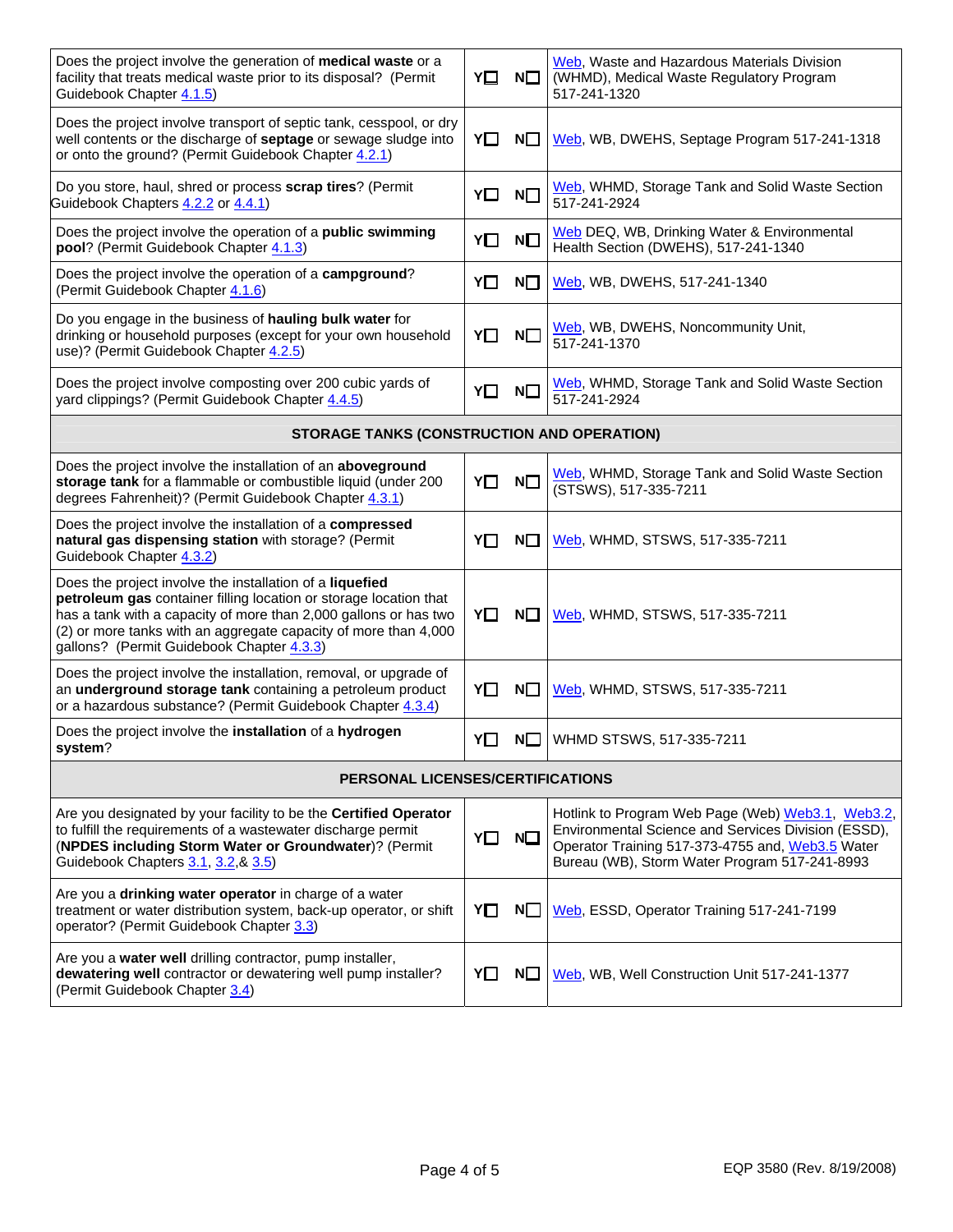| | | | |
|---|---|---|---|
| Does the project involve the generation of **medical waste** or a facility that treats medical waste prior to its disposal? (Permit Guidebook Chapter 4.1.5) | Y☐ | N☐ | Web, Waste and Hazardous Materials Division (WHMD), Medical Waste Regulatory Program 517-241-1320 |
| Does the project involve transport of septic tank, cesspool, or dry well contents or the discharge of **septage** or sewage sludge into or onto the ground? (Permit Guidebook Chapter 4.2.1) | Y☐ | N☐ | Web, WB, DWEHS, Septage Program 517-241-1318 |
| Do you store, haul, shred or process **scrap tires**? (Permit Guidebook Chapters 4.2.2 or 4.4.1) | Y☐ | N☐ | Web, WHMD, Storage Tank and Solid Waste Section 517-241-2924 |
| Does the project involve the operation of a **public swimming pool**? (Permit Guidebook Chapter 4.1.3) | Y☐ | N☐ | Web DEQ, WB, Drinking Water & Environmental Health Section (DWEHS), 517-241-1340 |
| Does the project involve the operation of a **campground**? (Permit Guidebook Chapter 4.1.6) | Y☐ | N☐ | Web, WB, DWEHS, 517-241-1340 |
| Do you engage in the business of **hauling bulk water** for drinking or household purposes (except for your own household use)? (Permit Guidebook Chapter 4.2.5) | Y☐ | N☐ | Web, WB, DWEHS, Noncommunity Unit, 517-241-1370 |
| Does the project involve composting over 200 cubic yards of yard clippings? (Permit Guidebook Chapter 4.4.5) | Y☐ | N☐ | Web, WHMD, Storage Tank and Solid Waste Section 517-241-2924 |
| **STORAGE TANKS (CONSTRUCTION AND OPERATION)** | | | |
| Does the project involve the installation of an **aboveground storage tank** for a flammable or combustible liquid (under 200 degrees Fahrenheit)? (Permit Guidebook Chapter 4.3.1) | Y☐ | N☐ | Web, WHMD, Storage Tank and Solid Waste Section (STSWS), 517-335-7211 |
| Does the project involve the installation of a **compressed natural gas dispensing station** with storage? (Permit Guidebook Chapter 4.3.2) | Y☐ | N☐ | Web, WHMD, STSWS, 517-335-7211 |
| Does the project involve the installation of a **liquefied petroleum gas** container filling location or storage location that has a tank with a capacity of more than 2,000 gallons or has two (2) or more tanks with an aggregate capacity of more than 4,000 gallons? (Permit Guidebook Chapter 4.3.3) | Y☐ | N☐ | Web, WHMD, STSWS, 517-335-7211 |
| Does the project involve the installation, removal, or upgrade of an **underground storage tank** containing a petroleum product or a hazardous substance? (Permit Guidebook Chapter 4.3.4) | Y☐ | N☐ | Web, WHMD, STSWS, 517-335-7211 |
| Does the project involve the **installation** of a **hydrogen system**? | Y☐ | N☐ | WHMD STSWS, 517-335-7211 |
| **PERSONAL LICENSES/CERTIFICATIONS** | | | |
| Are you designated by your facility to be the **Certified Operator** to fulfill the requirements of a wastewater discharge permit (**NPDES including Storm Water or Groundwater**)? (Permit Guidebook Chapters 3.1, 3.2,& 3.5) | Y☐ | N☐ | Hotlink to Program Web Page (Web) Web3.1, Web3.2, Environmental Science and Services Division (ESSD), Operator Training 517-373-4755 and, Web3.5 Water Bureau (WB), Storm Water Program 517-241-8993 |
| Are you a **drinking water operator** in charge of a water treatment or water distribution system, back-up operator, or shift operator? (Permit Guidebook Chapter 3.3) | Y☐ | N☐ | Web, ESSD, Operator Training 517-241-7199 |
| Are you a **water well** drilling contractor, pump installer, **dewatering well** contractor or dewatering well pump installer? (Permit Guidebook Chapter 3.4) | Y☐ | N☐ | Web, WB, Well Construction Unit 517-241-1377 |

EQP 3580 (Rev. 8/19/2008)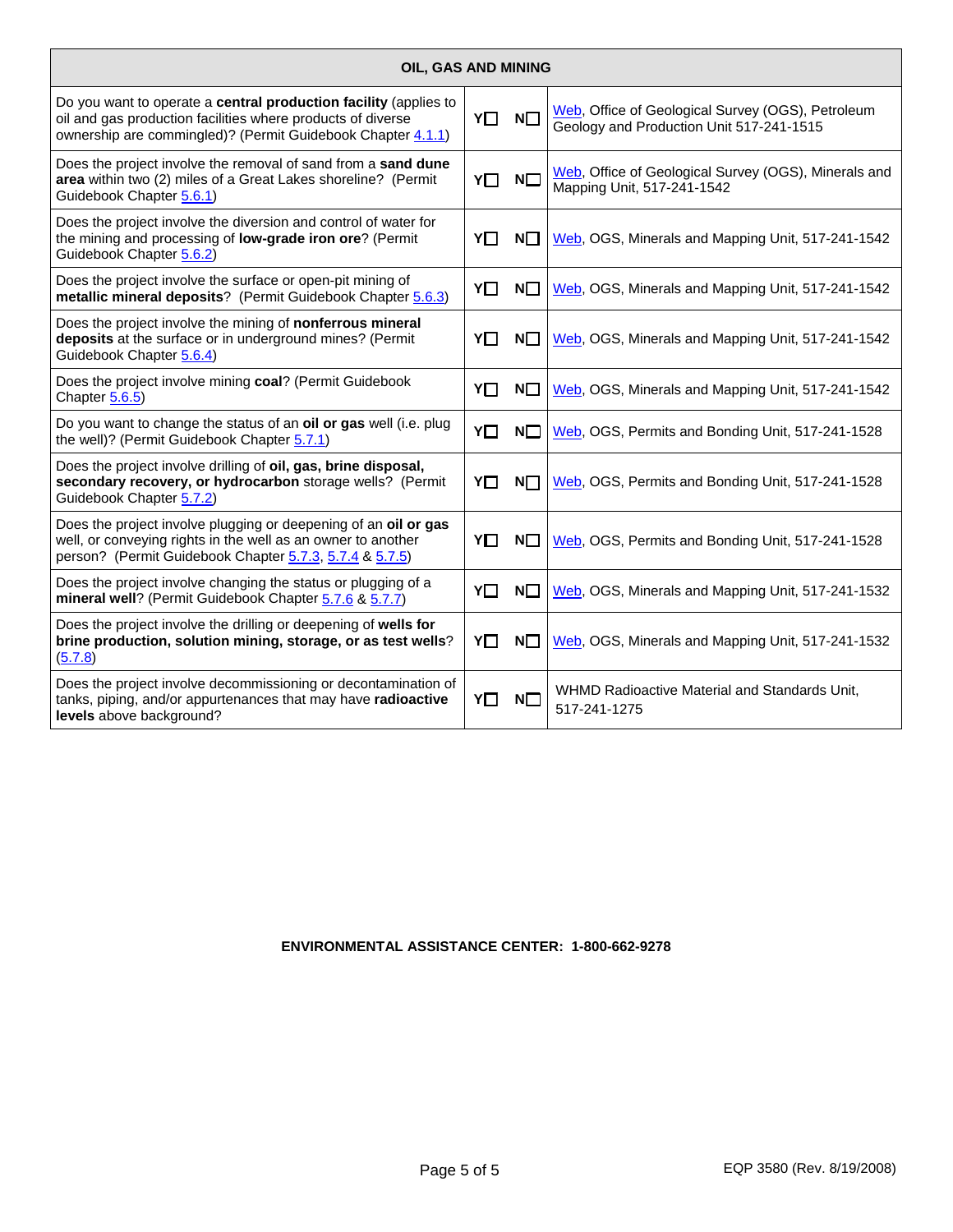| OIL, GAS AND MINING | | | |
|---|---|---|---|
| Do you want to operate a **central production facility** (applies to oil and gas production facilities where products of diverse ownership are commingled)? (Permit Guidebook Chapter 4.1.1) | Y☐ | N☐ | Web, Office of Geological Survey (OGS), Petroleum Geology and Production Unit 517-241-1515 |
| Does the project involve the removal of sand from a **sand dune area** within two (2) miles of a Great Lakes shoreline? (Permit Guidebook Chapter 5.6.1) | Y☐ | N☐ | Web, Office of Geological Survey (OGS), Minerals and Mapping Unit, 517-241-1542 |
| Does the project involve the diversion and control of water for the mining and processing of **low-grade iron ore**? (Permit Guidebook Chapter 5.6.2) | Y☐ | N☐ | Web, OGS, Minerals and Mapping Unit, 517-241-1542 |
| Does the project involve the surface or open-pit mining of **metallic mineral deposits**? (Permit Guidebook Chapter 5.6.3) | Y☐ | N☐ | Web, OGS, Minerals and Mapping Unit, 517-241-1542 |
| Does the project involve the mining of **nonferrous mineral deposits** at the surface or in underground mines? (Permit Guidebook Chapter 5.6.4) | Y☐ | N☐ | Web, OGS, Minerals and Mapping Unit, 517-241-1542 |
| Does the project involve mining **coal**? (Permit Guidebook Chapter 5.6.5) | Y☐ | N☐ | Web, OGS, Minerals and Mapping Unit, 517-241-1542 |
| Do you want to change the status of an **oil or gas** well (i.e. plug the well)? (Permit Guidebook Chapter 5.7.1) | Y☐ | N☐ | Web, OGS, Permits and Bonding Unit, 517-241-1528 |
| Does the project involve drilling of **oil, gas, brine disposal, secondary recovery, or hydrocarbon** storage wells? (Permit Guidebook Chapter 5.7.2) | Y☐ | N☐ | Web, OGS, Permits and Bonding Unit, 517-241-1528 |
| Does the project involve plugging or deepening of an **oil or gas** well, or conveying rights in the well as an owner to another person? (Permit Guidebook Chapter 5.7.3, 5.7.4 & 5.7.5) | Y☐ | N☐ | Web, OGS, Permits and Bonding Unit, 517-241-1528 |
| Does the project involve changing the status or plugging of a **mineral well**? (Permit Guidebook Chapter 5.7.6 & 5.7.7) | Y☐ | N☐ | Web, OGS, Minerals and Mapping Unit, 517-241-1532 |
| Does the project involve the drilling or deepening of **wells for brine production, solution mining, storage, or as test wells**? (5.7.8) | Y☐ | N☐ | Web, OGS, Minerals and Mapping Unit, 517-241-1532 |
| Does the project involve decommissioning or decontamination of tanks, piping, and/or appurtenances that may have **radioactive levels** above background? | Y☐ | N☐ | WHMD Radioactive Material and Standards Unit, 517-241-1275 |

**ENVIRONMENTAL ASSISTANCE CENTER: 1-800-662-9278**

EQP 3580 (Rev. 8/19/2008)